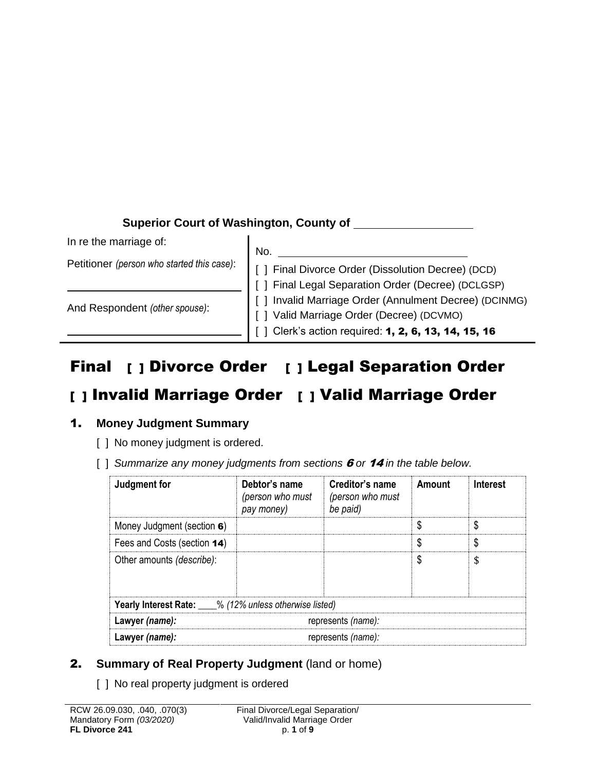**Superior Court of Washington, County of** ____________________

| In re the marriage of: | No. ______________________________ |
|---|---|
| Petitioner *(person who started this case)*: ____________________ | [ ] Final Divorce Order (Dissolution Decree) (DCD)<br>[ ] Final Legal Separation Order (Decree) (DCLGSP)<br>[ ] Invalid Marriage Order (Annulment Decree) (DCINMG)<br>[ ] Valid Marriage Order (Decree) (DCVMO)<br>[ ] Clerk's action required: **1, 2, 6, 13, 14, 15, 16** |
| And Respondent *(other spouse)*: ____________________ | |

# Final [ ] Divorce Order [ ] Legal Separation Order [ ] Invalid Marriage Order [ ] Valid Marriage Order

## 1. Money Judgment Summary

[ ] No money judgment is ordered.

[ ] *Summarize any money judgments from sections **6** or **14** in the table below.*

| Judgment for | Debtor's name *(person who must pay money)* | Creditor's name *(person who must be paid)* | Amount | Interest |
|---|---|---|---|---|
| Money Judgment (section **6**) | | | $ | $ |
| Fees and Costs (section **14**) | | | $ | $ |
| Other amounts *(describe)*: | | | $ | $ |
| **Yearly Interest Rate:** ____% *(12% unless otherwise listed)* | | | | |
| **Lawyer *(name):*** | represents *(name):* | | | |
| **Lawyer *(name):*** | represents *(name):* | | | |

## 2. Summary of Real Property Judgment (land or home)

[ ] No real property judgment is ordered

RCW 26.09.030, .040, .070(3)
Mandatory Form *(03/2020)*
**FL Divorce 241**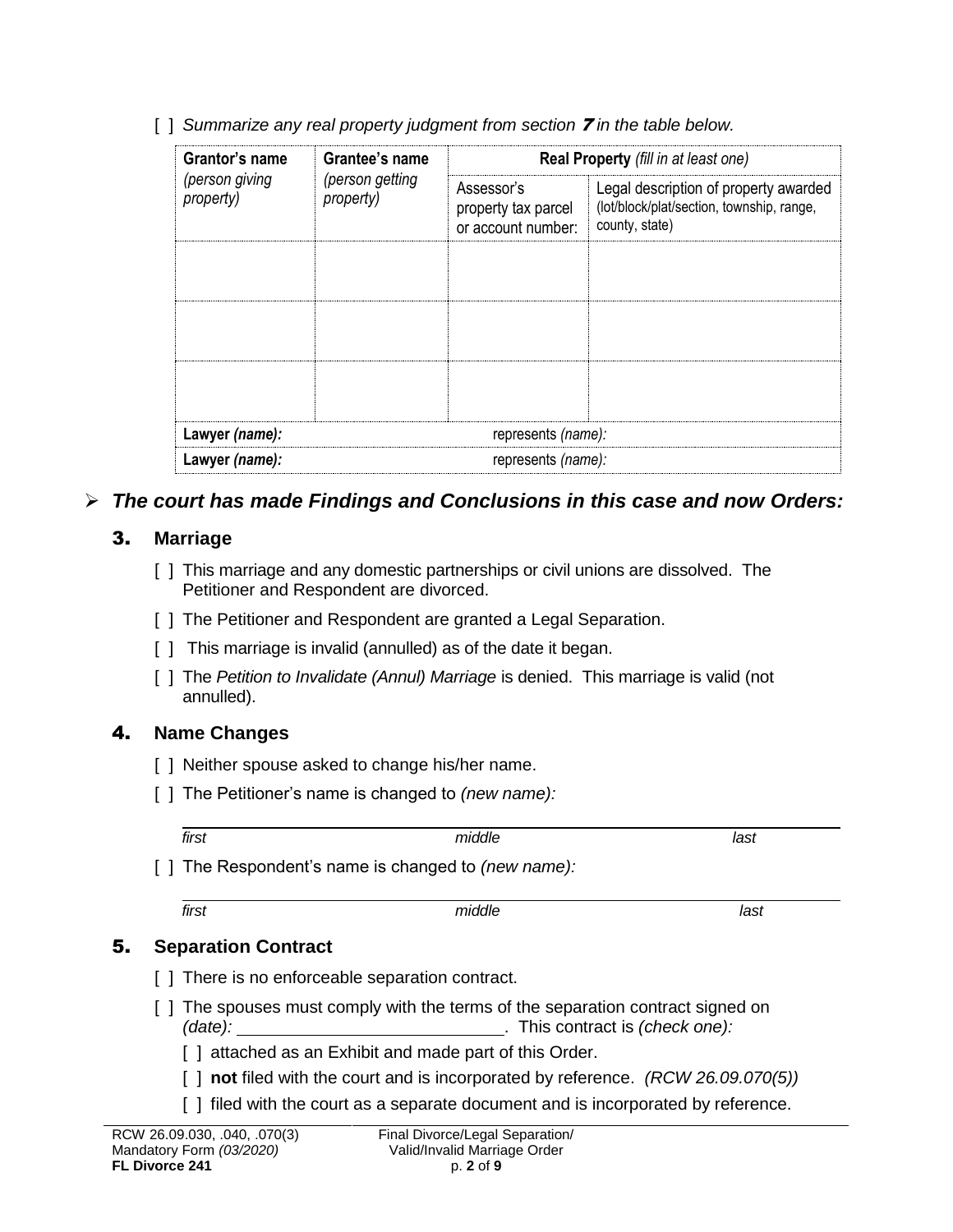[ ] *Summarize any real property judgment from section **7** in the table below.*

| **Grantor's name** *(person giving property)* | **Grantee's name** *(person getting property)* | **Real Property** *(fill in at least one)* | |
|---|---|---|---|
| | | Assessor's property tax parcel or account number: | Legal description of property awarded (lot/block/plat/section, township, range, county, state) |
| | | | |
| | | | |
| | | | |
| **Lawyer** ***(name):*** | | represents *(name):* | |
| **Lawyer** ***(name):*** | | represents *(name):* | |

- ***The court has made Findings and Conclusions in this case and now Orders:***

## 3. Marriage

[ ] This marriage and any domestic partnerships or civil unions are dissolved. The Petitioner and Respondent are divorced.

[ ] The Petitioner and Respondent are granted a Legal Separation.

[ ] This marriage is invalid (annulled) as of the date it began.

[ ] The *Petition to Invalidate (Annul) Marriage* is denied. This marriage is valid (not annulled).

## 4. Name Changes

[ ] Neither spouse asked to change his/her name.

[ ] The Petitioner's name is changed to *(new name):*

______________________________________________
*first* *middle* *last*

[ ] The Respondent's name is changed to *(new name):*

______________________________________________
*first* *middle* *last*

## 5. Separation Contract

[ ] There is no enforceable separation contract.

[ ] The spouses must comply with the terms of the separation contract signed on *(date):* ____________________. This contract is *(check one):*

[ ] attached as an Exhibit and made part of this Order.

[ ] **not** filed with the court and is incorporated by reference. *(RCW 26.09.070(5))*

[ ] filed with the court as a separate document and is incorporated by reference.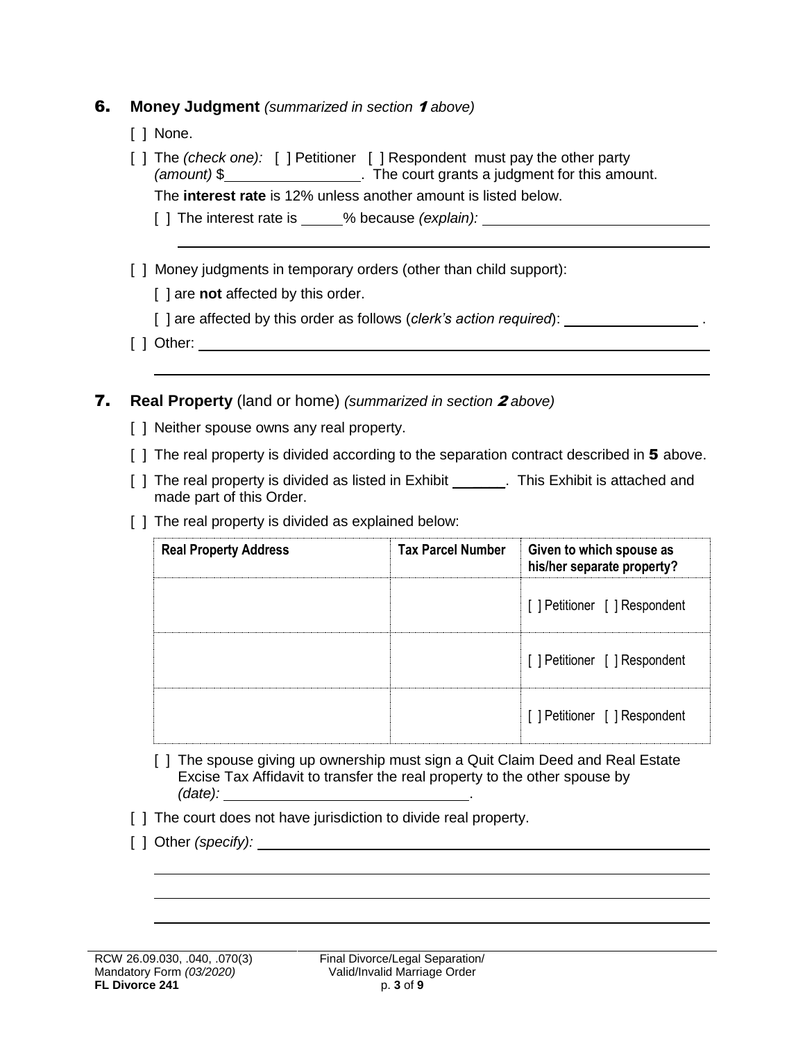## 6. Money Judgment *(summarized in section 1 above)*

[ ] None.

[ ] The *(check one):* [ ] Petitioner [ ] Respondent must pay the other party *(amount)* $\_\_\_\_\_\_\_\_\_\_\_\_. The court grants a judgment for this amount.

The **interest rate** is 12% unless another amount is listed below.

[ ] The interest rate is \_\_\_\_\_% because *(explain):* \_\_\_\_\_\_\_\_\_\_\_\_\_\_\_\_\_\_\_\_\_\_\_\_\_\_\_\_

[ ] Money judgments in temporary orders (other than child support):

[ ] are **not** affected by this order.

[ ] are affected by this order as follows (*clerk's action required*): \_\_\_\_\_\_\_\_\_\_\_\_\_\_\_\_ .

[ ] Other: \_\_\_\_\_\_\_\_\_\_\_\_\_\_\_\_\_\_\_\_\_\_\_\_\_\_\_\_\_\_\_\_\_\_\_\_\_\_\_\_\_\_\_\_\_\_\_\_\_\_\_\_\_\_\_\_\_\_\_\_

## 7. Real Property (land or home) *(summarized in section 2 above)*

[ ] Neither spouse owns any real property.

[ ] The real property is divided according to the separation contract described in **5** above.

[ ] The real property is divided as listed in Exhibit \_\_\_\_\_\_. This Exhibit is attached and made part of this Order.

[ ] The real property is divided as explained below:

| Real Property Address | Tax Parcel Number | Given to which spouse as his/her separate property? |
|---|---|---|
| | | [ ] Petitioner [ ] Respondent |
| | | [ ] Petitioner [ ] Respondent |
| | | [ ] Petitioner [ ] Respondent |

[ ] The spouse giving up ownership must sign a Quit Claim Deed and Real Estate Excise Tax Affidavit to transfer the real property to the other spouse by *(date):* \_\_\_\_\_\_\_\_\_\_\_\_\_\_\_\_\_\_\_\_\_\_\_\_\_\_\_\_.

[ ] The court does not have jurisdiction to divide real property.

[ ] Other *(specify):* \_\_\_\_\_\_\_\_\_\_\_\_\_\_\_\_\_\_\_\_\_\_\_\_\_\_\_\_\_\_\_\_\_\_\_\_\_\_\_\_\_\_\_\_\_\_\_\_\_\_\_\_\_\_\_\_\_\_

RCW 26.09.030, .040, .070(3)
Mandatory Form *(03/2020)*
**FL Divorce 241**

Final Divorce/Legal Separation/
Valid/Invalid Marriage Order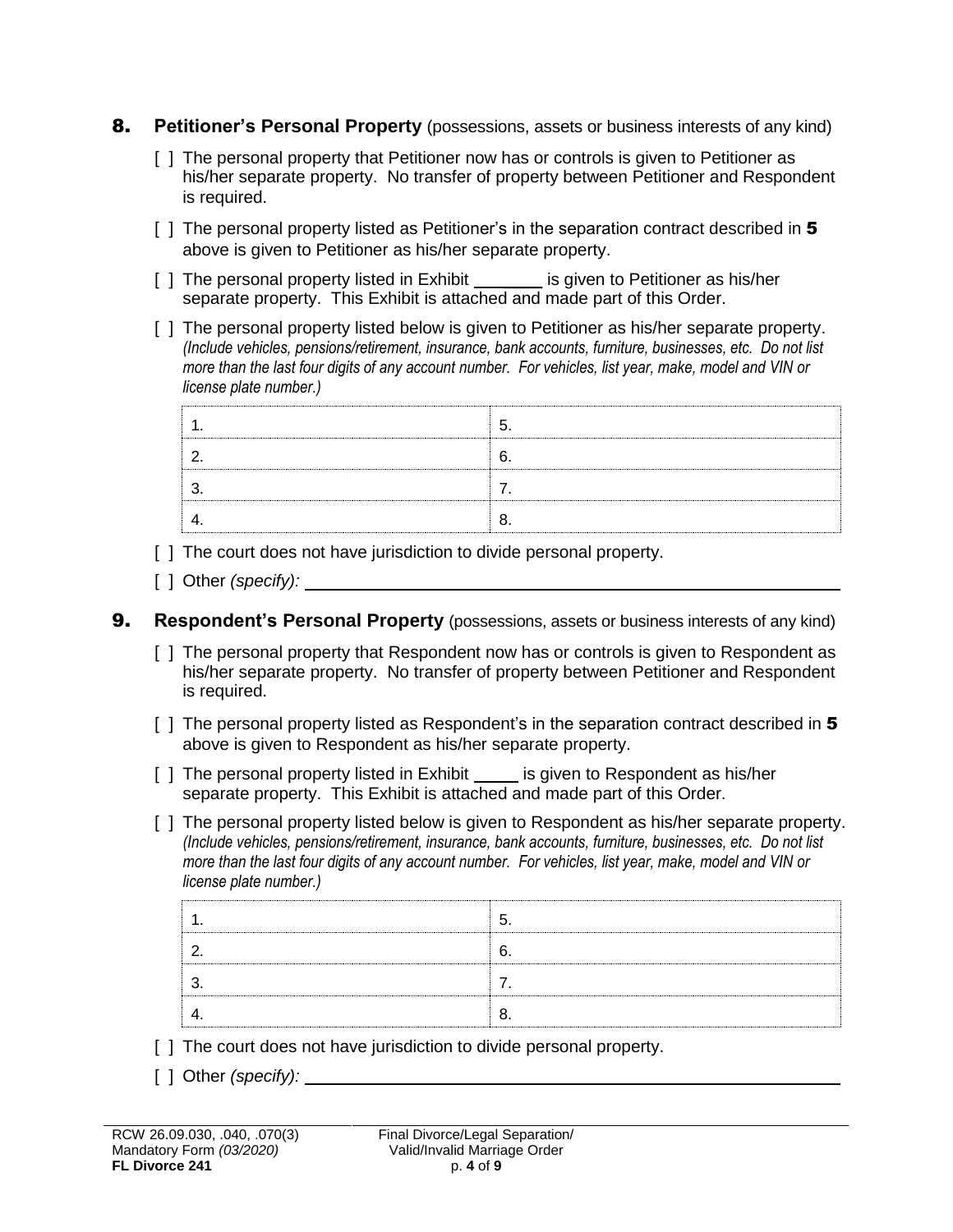## 8. Petitioner's Personal Property (possessions, assets or business interests of any kind)

[ ] The personal property that Petitioner now has or controls is given to Petitioner as his/her separate property. No transfer of property between Petitioner and Respondent is required.

[ ] The personal property listed as Petitioner's in the separation contract described in **5** above is given to Petitioner as his/her separate property.

[ ] The personal property listed in Exhibit _______ is given to Petitioner as his/her separate property. This Exhibit is attached and made part of this Order.

[ ] The personal property listed below is given to Petitioner as his/her separate property. *(Include vehicles, pensions/retirement, insurance, bank accounts, furniture, businesses, etc. Do not list more than the last four digits of any account number. For vehicles, list year, make, model and VIN or license plate number.)*

| | |
|---|---|
| 1. | 5. |
| 2. | 6. |
| 3. | 7. |
| 4. | 8. |

[ ] The court does not have jurisdiction to divide personal property.

[ ] Other *(specify):* ____________________

## 9. Respondent's Personal Property (possessions, assets or business interests of any kind)

[ ] The personal property that Respondent now has or controls is given to Respondent as his/her separate property. No transfer of property between Petitioner and Respondent is required.

[ ] The personal property listed as Respondent's in the separation contract described in **5** above is given to Respondent as his/her separate property.

[ ] The personal property listed in Exhibit _____ is given to Respondent as his/her separate property. This Exhibit is attached and made part of this Order.

[ ] The personal property listed below is given to Respondent as his/her separate property. *(Include vehicles, pensions/retirement, insurance, bank accounts, furniture, businesses, etc. Do not list more than the last four digits of any account number. For vehicles, list year, make, model and VIN or license plate number.)*

| | |
|---|---|
| 1. | 5. |
| 2. | 6. |
| 3. | 7. |
| 4. | 8. |

[ ] The court does not have jurisdiction to divide personal property.

[ ] Other *(specify):* ____________________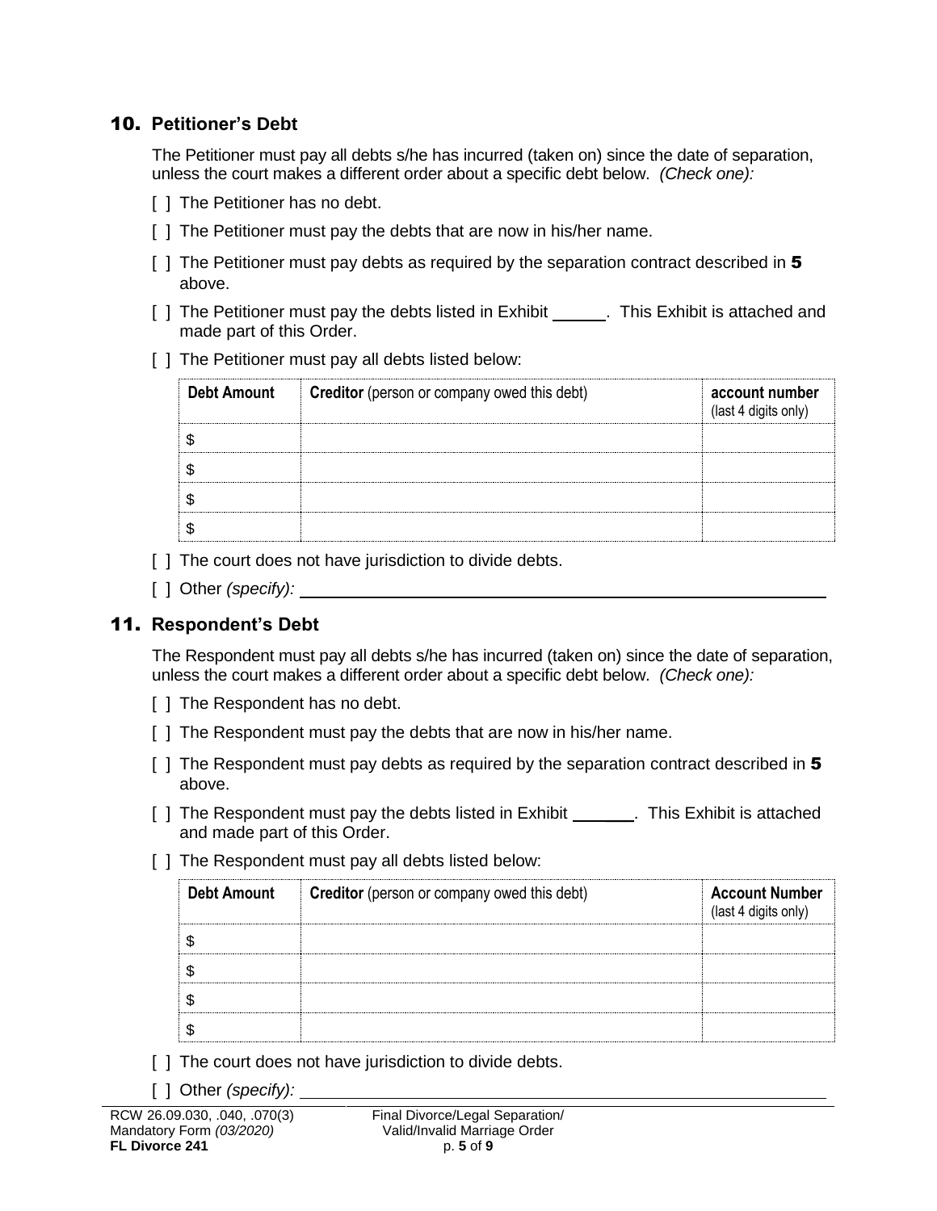## 10. Petitioner's Debt

The Petitioner must pay all debts s/he has incurred (taken on) since the date of separation, unless the court makes a different order about a specific debt below. *(Check one):*

[ ] The Petitioner has no debt.

[ ] The Petitioner must pay the debts that are now in his/her name.

[ ] The Petitioner must pay debts as required by the separation contract described in **5** above.

[ ] The Petitioner must pay the debts listed in Exhibit ______. This Exhibit is attached and made part of this Order.

[ ] The Petitioner must pay all debts listed below:

| **Debt Amount** | **Creditor** (person or company owed this debt) | **account number** (last 4 digits only) |
|---|---|---|
| $ | | |
| $ | | |
| $ | | |
| $ | | |

[ ] The court does not have jurisdiction to divide debts.

[ ] Other *(specify):* ________________________________________

## 11. Respondent's Debt

The Respondent must pay all debts s/he has incurred (taken on) since the date of separation, unless the court makes a different order about a specific debt below. *(Check one):*

[ ] The Respondent has no debt.

[ ] The Respondent must pay the debts that are now in his/her name.

[ ] The Respondent must pay debts as required by the separation contract described in **5** above.

[ ] The Respondent must pay the debts listed in Exhibit _______. This Exhibit is attached and made part of this Order.

[ ] The Respondent must pay all debts listed below:

| **Debt Amount** | **Creditor** (person or company owed this debt) | **Account Number** (last 4 digits only) |
|---|---|---|
| $ | | |
| $ | | |
| $ | | |
| $ | | |

[ ] The court does not have jurisdiction to divide debts.

[ ] Other *(specify):* ________________________________________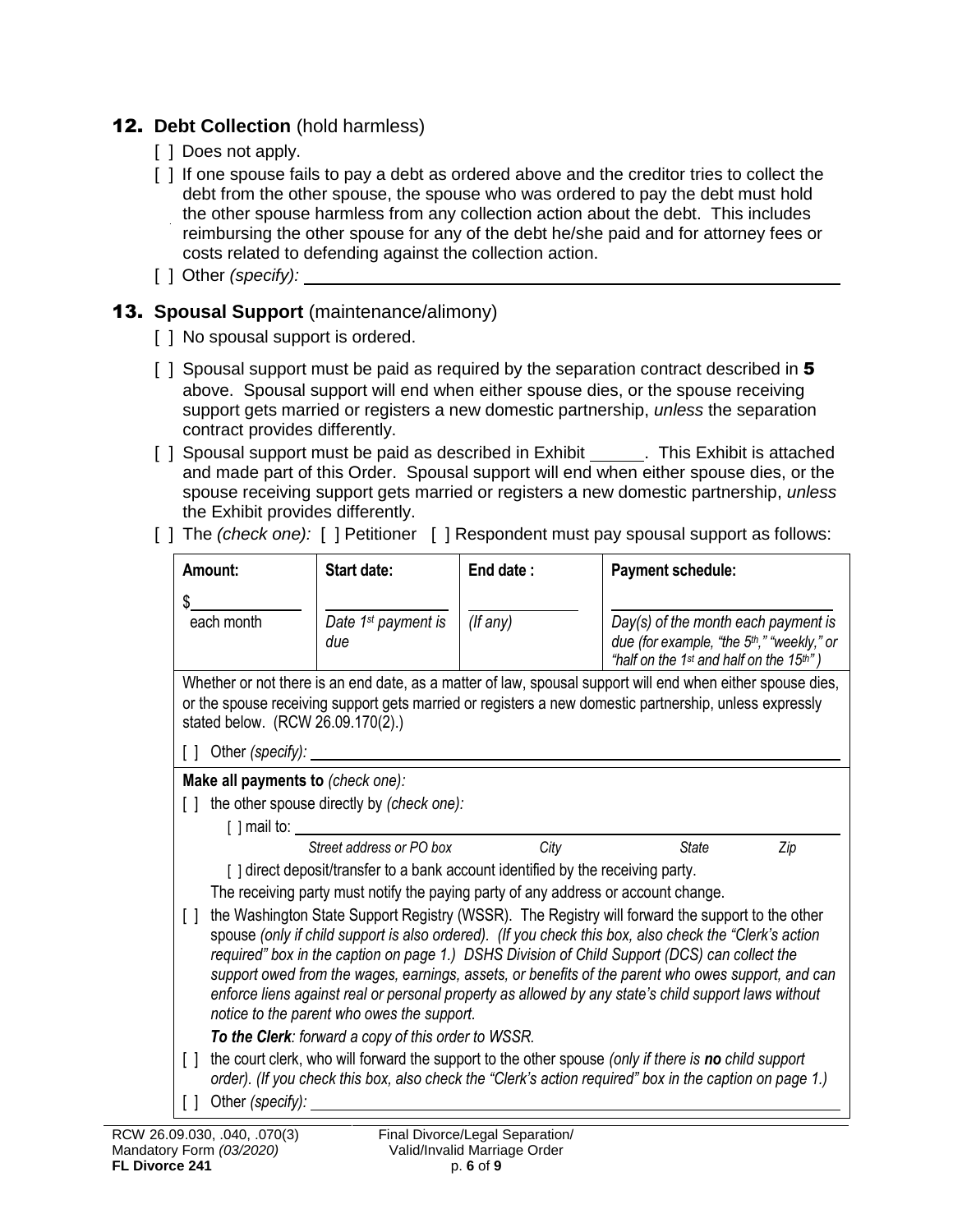## 12. **Debt Collection** (hold harmless)

[ ] Does not apply.

[ ] If one spouse fails to pay a debt as ordered above and the creditor tries to collect the debt from the other spouse, the spouse who was ordered to pay the debt must hold the other spouse harmless from any collection action about the debt. This includes reimbursing the other spouse for any of the debt he/she paid and for attorney fees or costs related to defending against the collection action.

[ ] Other *(specify):* ______________________________________________

## 13. **Spousal Support** (maintenance/alimony)

[ ] No spousal support is ordered.

[ ] Spousal support must be paid as required by the separation contract described in **5** above. Spousal support will end when either spouse dies, or the spouse receiving support gets married or registers a new domestic partnership, *unless* the separation contract provides differently.

[ ] Spousal support must be paid as described in Exhibit ______. This Exhibit is attached and made part of this Order. Spousal support will end when either spouse dies, or the spouse receiving support gets married or registers a new domestic partnership, *unless* the Exhibit provides differently.

[ ] The *(check one):* [ ] Petitioner [ ] Respondent must pay spousal support as follows:

| **Amount:** | **Start date:** | **End date :** | **Payment schedule:** |
|---|---|---|---|
| $__________ each month | __________ *Date 1st payment is due* | __________ *(If any)* | __________ *Day(s) of the month each payment is due (for example, "the 5th," "weekly," or "half on the 1st and half on the 15th" )* |

Whether or not there is an end date, as a matter of law, spousal support will end when either spouse dies, or the spouse receiving support gets married or registers a new domestic partnership, unless expressly stated below. (RCW 26.09.170(2).)

[ ] Other *(specify):* ______________________________________________

**Make all payments to** *(check one):*

[ ] the other spouse directly by *(check one):*

[ ] mail to: ______________________________________________
*Street address or PO box* *City* *State* *Zip*

[ ] direct deposit/transfer to a bank account identified by the receiving party.

The receiving party must notify the paying party of any address or account change.

[ ] the Washington State Support Registry (WSSR). The Registry will forward the support to the other spouse *(only if child support is also ordered). (If you check this box, also check the "Clerk's action required" box in the caption on page 1.) DSHS Division of Child Support (DCS) can collect the support owed from the wages, earnings, assets, or benefits of the parent who owes support, and can enforce liens against real or personal property as allowed by any state's child support laws without notice to the parent who owes the support.*

***To the Clerk**: forward a copy of this order to WSSR.*

[ ] the court clerk, who will forward the support to the other spouse *(only if there is **no** child support order). (If you check this box, also check the "Clerk's action required" box in the caption on page 1.)*

[ ] Other *(specify):* ______________________________________________

RCW 26.09.030, .040, .070(3)
Mandatory Form *(03/2020)*
**FL Divorce 241**

Final Divorce/Legal Separation/
Valid/Invalid Marriage Order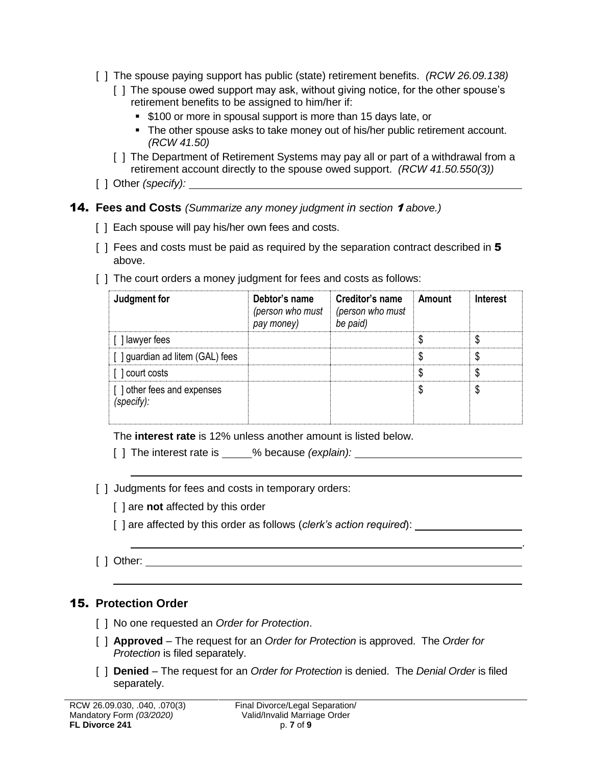- [ ] The spouse paying support has public (state) retirement benefits. *(RCW 26.09.138)*
  - [ ] The spouse owed support may ask, without giving notice, for the other spouse's retirement benefits to be assigned to him/her if:
    - $100 or more in spousal support is more than 15 days late, or
    - The other spouse asks to take money out of his/her public retirement account. *(RCW 41.50)*
  - [ ] The Department of Retirement Systems may pay all or part of a withdrawal from a retirement account directly to the spouse owed support. *(RCW 41.50.550(3))*
- [ ] Other *(specify):* ____________________

## 14. Fees and Costs *(Summarize any money judgment in section **1** above.)*

- [ ] Each spouse will pay his/her own fees and costs.
- [ ] Fees and costs must be paid as required by the separation contract described in **5** above.
- [ ] The court orders a money judgment for fees and costs as follows:

| **Judgment for** | **Debtor's name** *(person who must pay money)* | **Creditor's name** *(person who must be paid)* | **Amount** | **Interest** |
|---|---|---|---|---|
| [ ] lawyer fees | | | $ | $ |
| [ ] guardian ad litem (GAL) fees | | | $ | $ |
| [ ] court costs | | | $ | $ |
| [ ] other fees and expenses *(specify):* | | | $ | $ |

The **interest rate** is 12% unless another amount is listed below.

- [ ] The interest rate is _____% because *(explain):* ____________________

- [ ] Judgments for fees and costs in temporary orders:
  - [ ] are **not** affected by this order
  - [ ] are affected by this order as follows (*clerk's action required*): ____________________.
- [ ] Other: ____________________

## 15. Protection Order

- [ ] No one requested an *Order for Protection*.
- [ ] **Approved** – The request for an *Order for Protection* is approved. The *Order for Protection* is filed separately.
- [ ] **Denied** – The request for an *Order for Protection* is denied. The *Denial Order* is filed separately.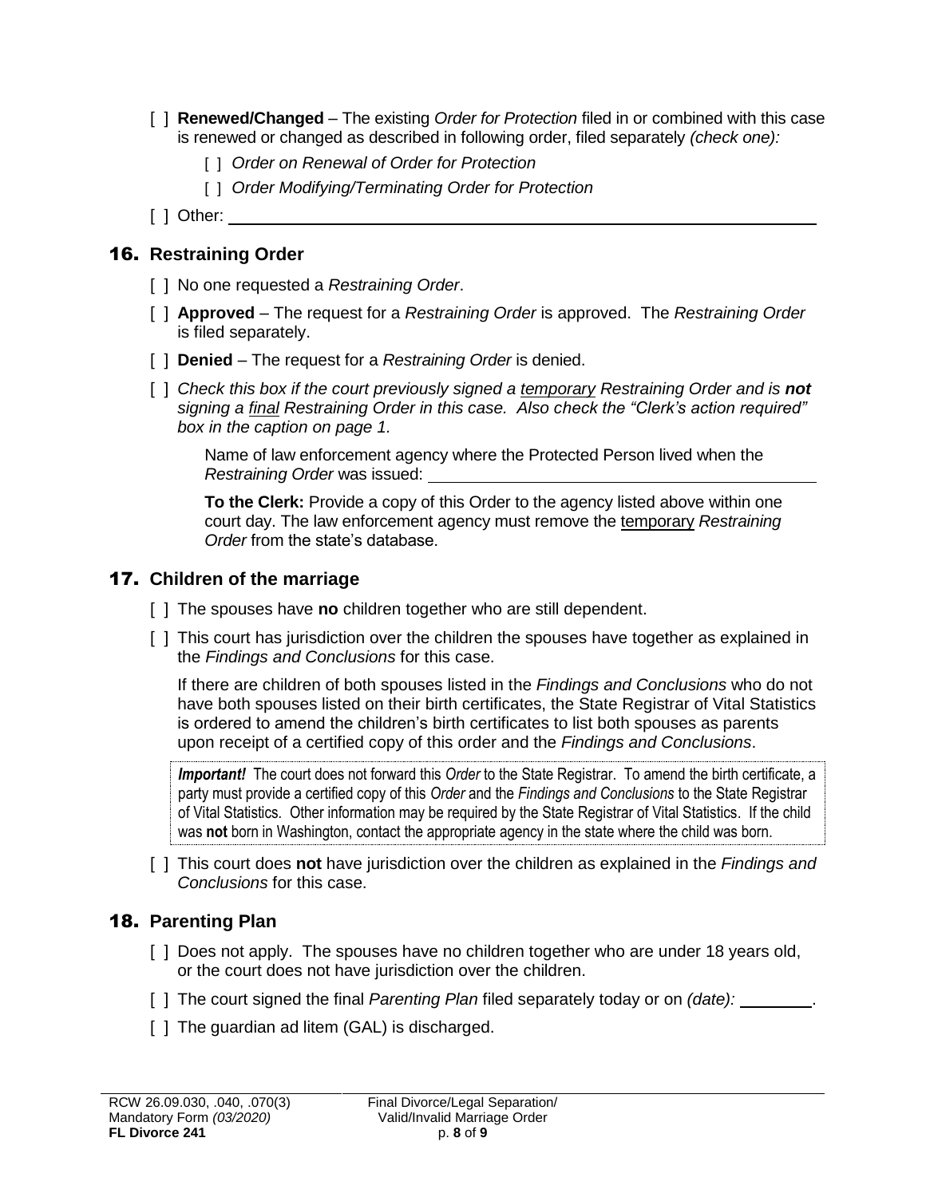[ ] **Renewed/Changed** – The existing *Order for Protection* filed in or combined with this case is renewed or changed as described in following order, filed separately *(check one):*

[ ] *Order on Renewal of Order for Protection*

[ ] *Order Modifying/Terminating Order for Protection*

[ ] Other: ______________________________________________

## 16. Restraining Order

[ ] No one requested a *Restraining Order*.

[ ] **Approved** – The request for a *Restraining Order* is approved. The *Restraining Order* is filed separately.

[ ] **Denied** – The request for a *Restraining Order* is denied.

[ ] *Check this box if the court previously signed a temporary Restraining Order and is **not** signing a final Restraining Order in this case. Also check the "Clerk's action required" box in the caption on page 1.*

Name of law enforcement agency where the Protected Person lived when the *Restraining Order* was issued: ______________________________

**To the Clerk:** Provide a copy of this Order to the agency listed above within one court day. The law enforcement agency must remove the temporary *Restraining Order* from the state's database.

## 17. Children of the marriage

[ ] The spouses have **no** children together who are still dependent.

[ ] This court has jurisdiction over the children the spouses have together as explained in the *Findings and Conclusions* for this case.

If there are children of both spouses listed in the *Findings and Conclusions* who do not have both spouses listed on their birth certificates, the State Registrar of Vital Statistics is ordered to amend the children's birth certificates to list both spouses as parents upon receipt of a certified copy of this order and the *Findings and Conclusions*.

***Important!*** The court does not forward this *Order* to the State Registrar. To amend the birth certificate, a party must provide a certified copy of this *Order* and the *Findings and Conclusions* to the State Registrar of Vital Statistics. Other information may be required by the State Registrar of Vital Statistics. If the child was **not** born in Washington, contact the appropriate agency in the state where the child was born.

[ ] This court does **not** have jurisdiction over the children as explained in the *Findings and Conclusions* for this case.

## 18. Parenting Plan

[ ] Does not apply. The spouses have no children together who are under 18 years old, or the court does not have jurisdiction over the children.

[ ] The court signed the final *Parenting Plan* filed separately today or on *(date):* ________.

[ ] The guardian ad litem (GAL) is discharged.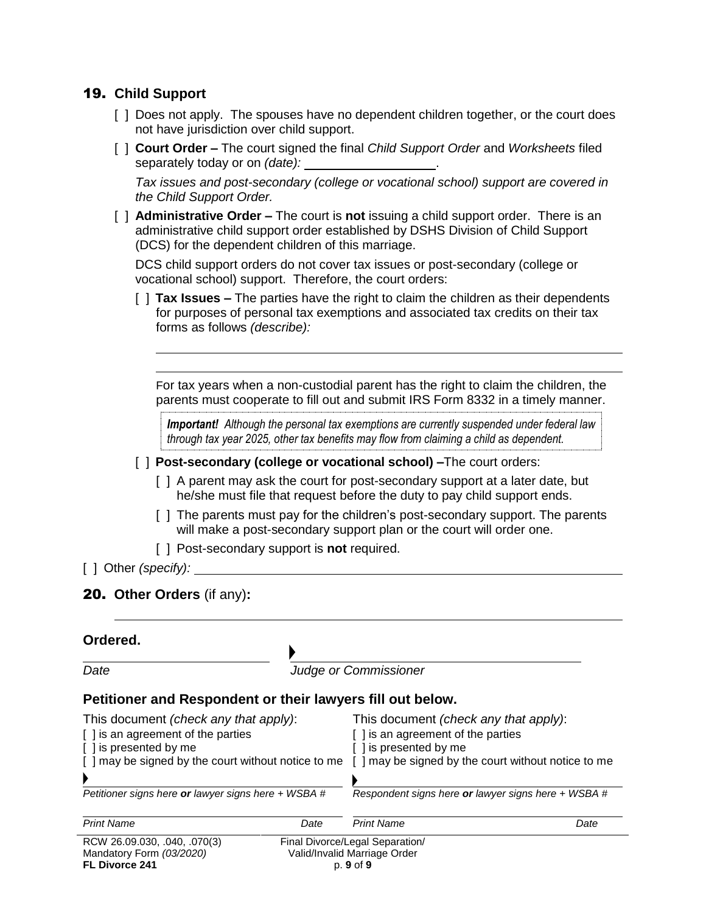## 19. Child Support

[ ] Does not apply. The spouses have no dependent children together, or the court does not have jurisdiction over child support.

[ ] **Court Order –** The court signed the final *Child Support Order* and *Worksheets* filed separately today or on *(date):* ____________________.

*Tax issues and post-secondary (college or vocational school) support are covered in the Child Support Order.*

[ ] **Administrative Order –** The court is **not** issuing a child support order. There is an administrative child support order established by DSHS Division of Child Support (DCS) for the dependent children of this marriage.

DCS child support orders do not cover tax issues or post-secondary (college or vocational school) support. Therefore, the court orders:

[ ] **Tax Issues –** The parties have the right to claim the children as their dependents for purposes of personal tax exemptions and associated tax credits on their tax forms as follows *(describe):*

____________________________________________________________

____________________________________________________________

For tax years when a non-custodial parent has the right to claim the children, the parents must cooperate to fill out and submit IRS Form 8332 in a timely manner.

***Important!*** *Although the personal tax exemptions are currently suspended under federal law through tax year 2025, other tax benefits may flow from claiming a child as dependent.*

[ ] **Post-secondary (college or vocational school) –** The court orders:

[ ] A parent may ask the court for post-secondary support at a later date, but he/she must file that request before the duty to pay child support ends.

[ ] The parents must pay for the children's post-secondary support. The parents will make a post-secondary support plan or the court will order one.

[ ] Post-secondary support is **not** required.

[ ] Other *(specify):* ____________________________________________________________

## 20. Other Orders (if any):

____________________________________________________________

**Ordered.**

____________________ ► ____________________________________

*Date* *Judge or Commissioner*

### Petitioner and Respondent or their lawyers fill out below.

This document *(check any that apply)*:
[ ] is an agreement of the parties
[ ] is presented by me
[ ] may be signed by the court without notice to me

► ____________________________________
*Petitioner signs here **or** lawyer signs here + WSBA #*

____________________________________
*Print Name* *Date*

This document *(check any that apply)*:
[ ] is an agreement of the parties
[ ] is presented by me
[ ] may be signed by the court without notice to me

► ____________________________________
*Respondent signs here **or** lawyer signs here + WSBA #*

____________________________________
*Print Name* *Date*

RCW 26.09.030, .040, .070(3)
Mandatory Form *(03/2020)*
**FL Divorce 241**

Final Divorce/Legal Separation/
Valid/Invalid Marriage Order